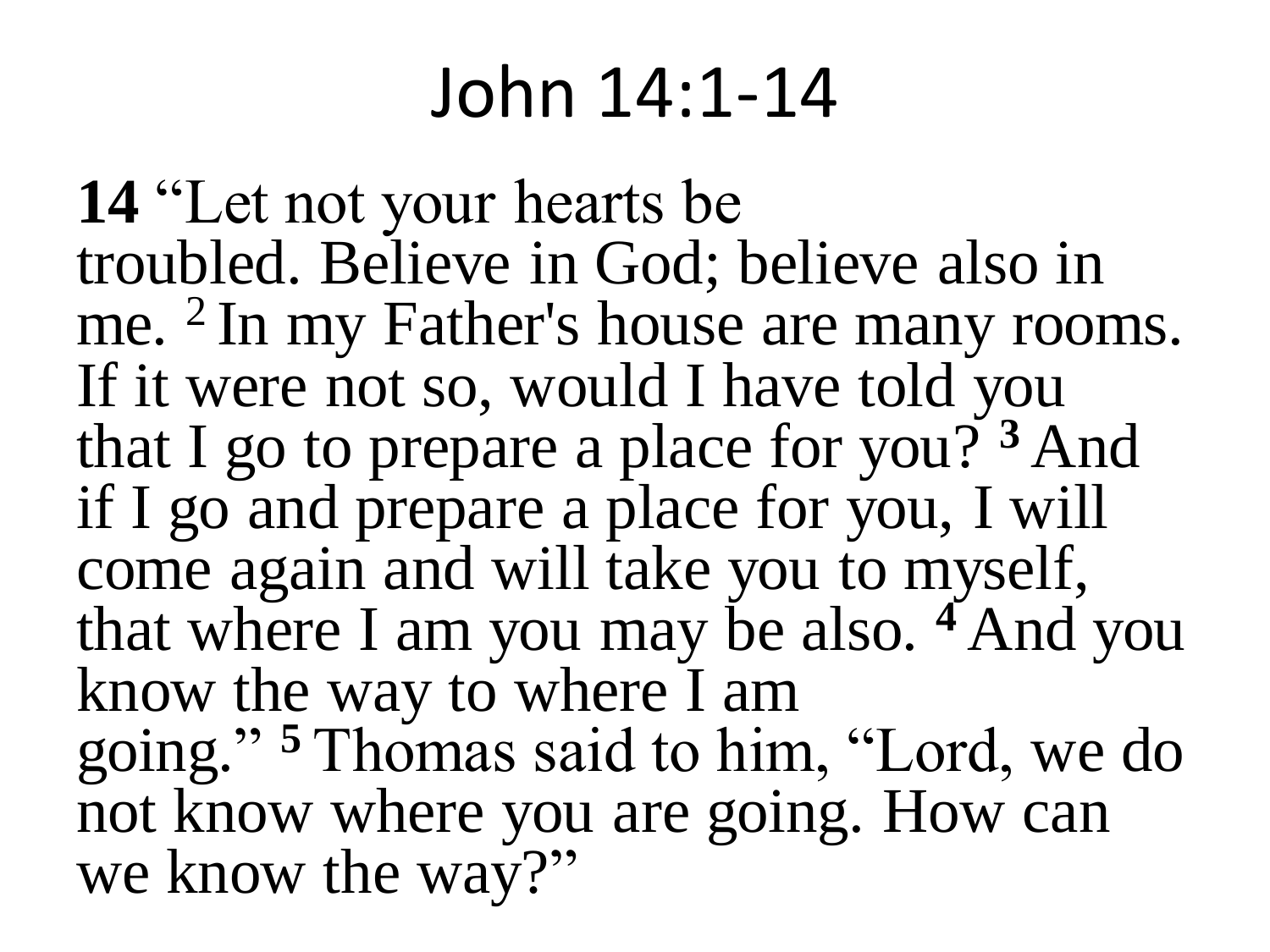# John 14:1-14

**14** “Let not your hearts be troubled. Believe in God; believe also in me. 2 In my Father's house are many rooms. If it were not so, would I have told you that I go to prepare a place for you? **3** And if I go and prepare a place for you, I will come again and will take you to myself, that where I am you may be also. **4** And you know the way to where I am going.” **5** Thomas said to him, “Lord, we do not know where you are going. How can we know the way?”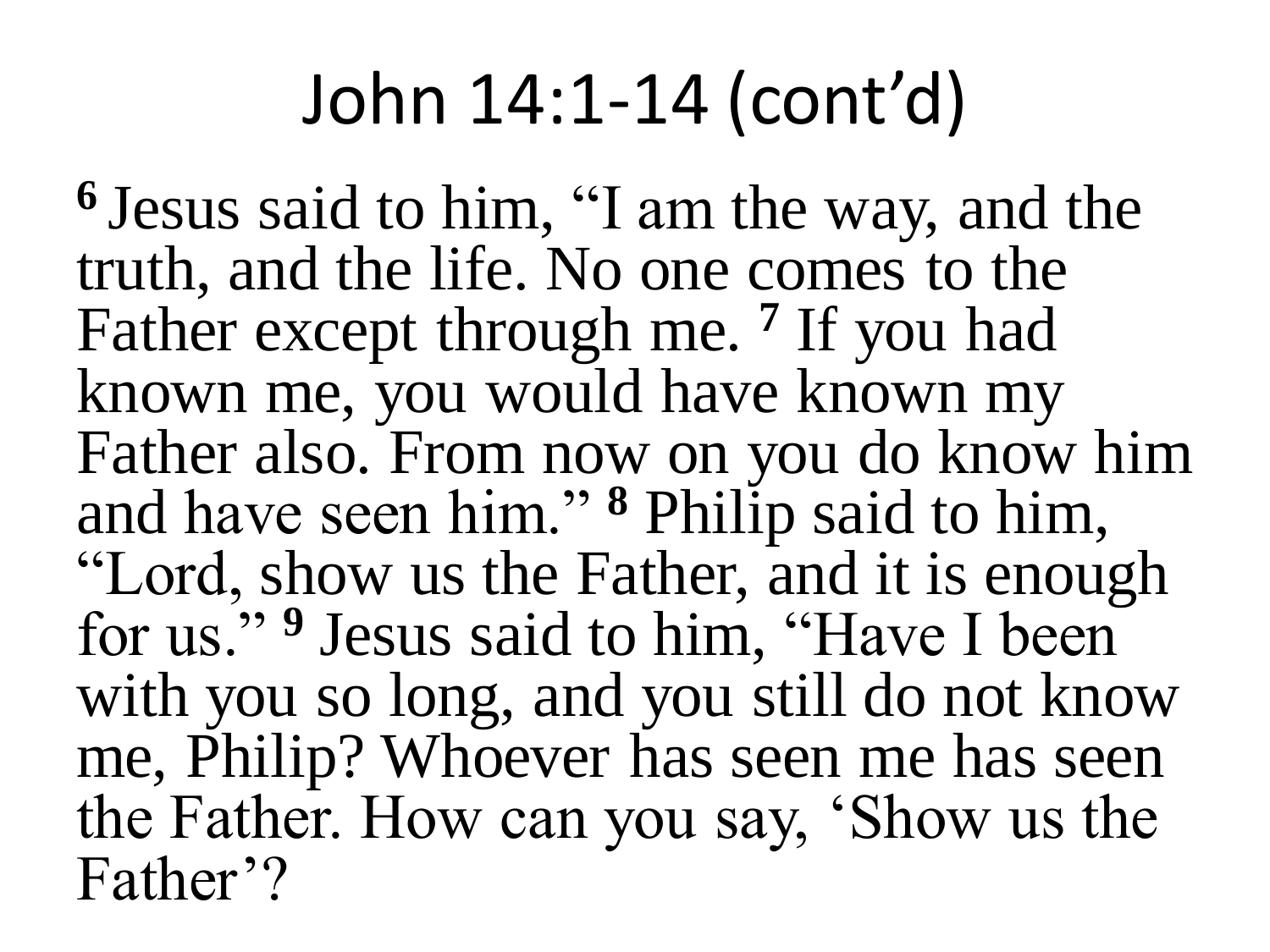# John 14:1-14 (cont'd)

**6** Jesus said to him, "I am the way, and the truth, and the life. No one comes to the Father except through me. **7** If you had known me, you would have known my Father also. From now on you do know him and have seen him." **8** Philip said to him, "Lord, show us the Father, and it is enough for us." **9** Jesus said to him, "Have I been with you so long, and you still do not know me, Philip? Whoever has seen me has seen the Father. How can you say, 'Show us the Father'?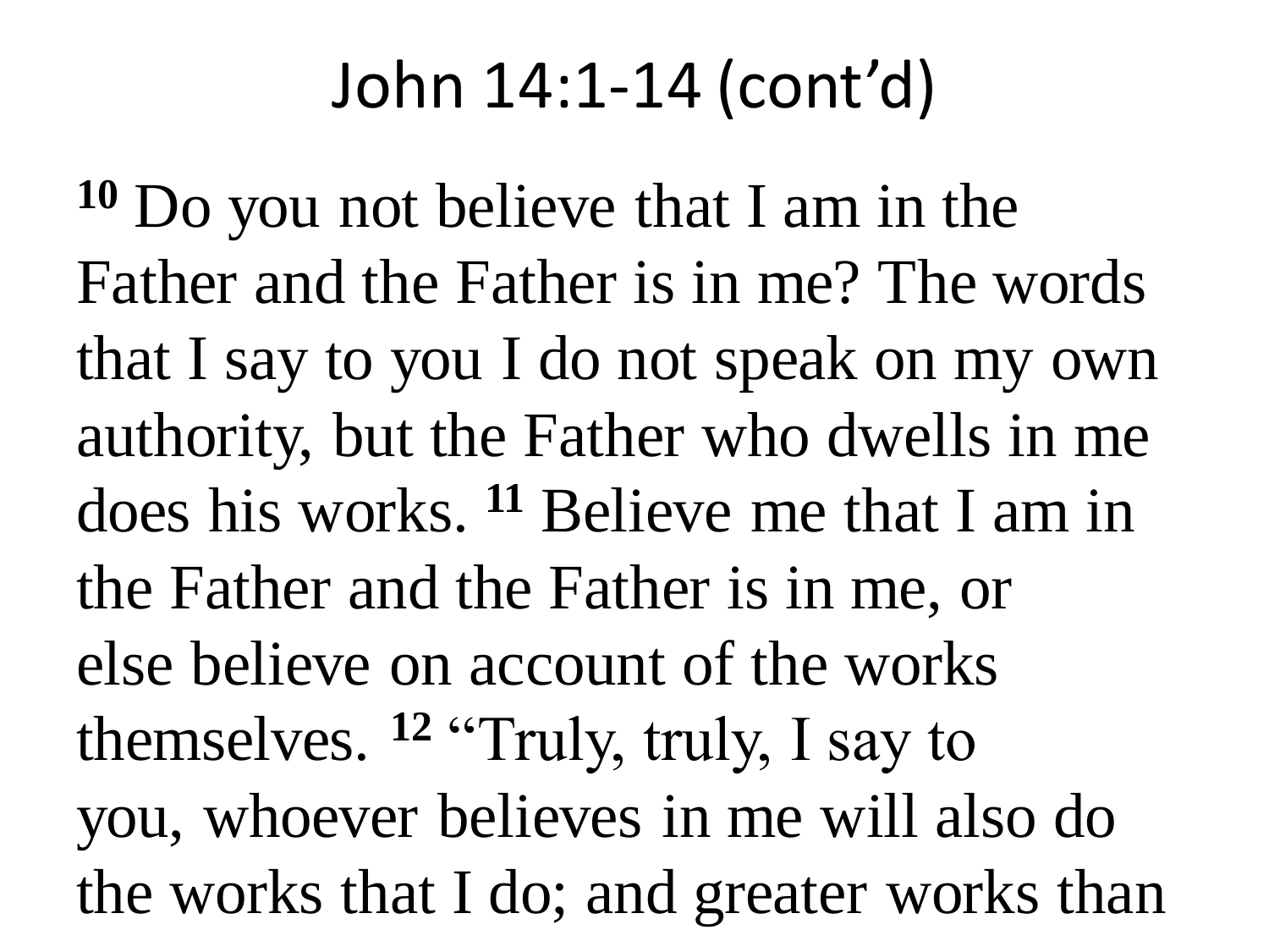# John 14:1-14 (cont'd)

[10] Do you not believe that I am in the Father and the Father is in me? The words that I say to you I do not speak on my own authority, but the Father who dwells in me does his works. [11] Believe me that I am in the Father and the Father is in me, or else believe on account of the works themselves. [12] "Truly, truly, I say to you, whoever believes in me will also do the works that I do; and greater works than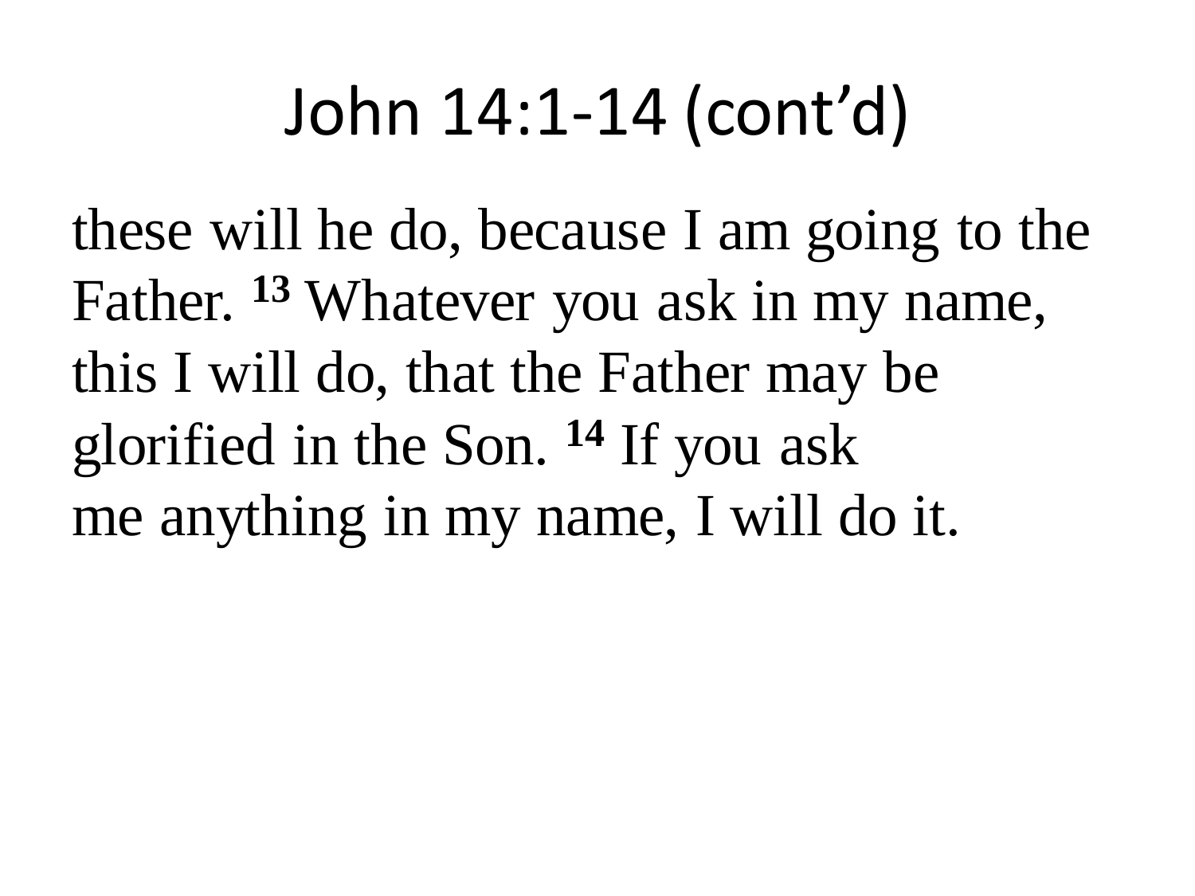# John 14:1-14 (cont'd)

these will he do, because I am going to the Father. **13** Whatever you ask in my name, this I will do, that the Father may be glorified in the Son. **14** If you ask me anything in my name, I will do it.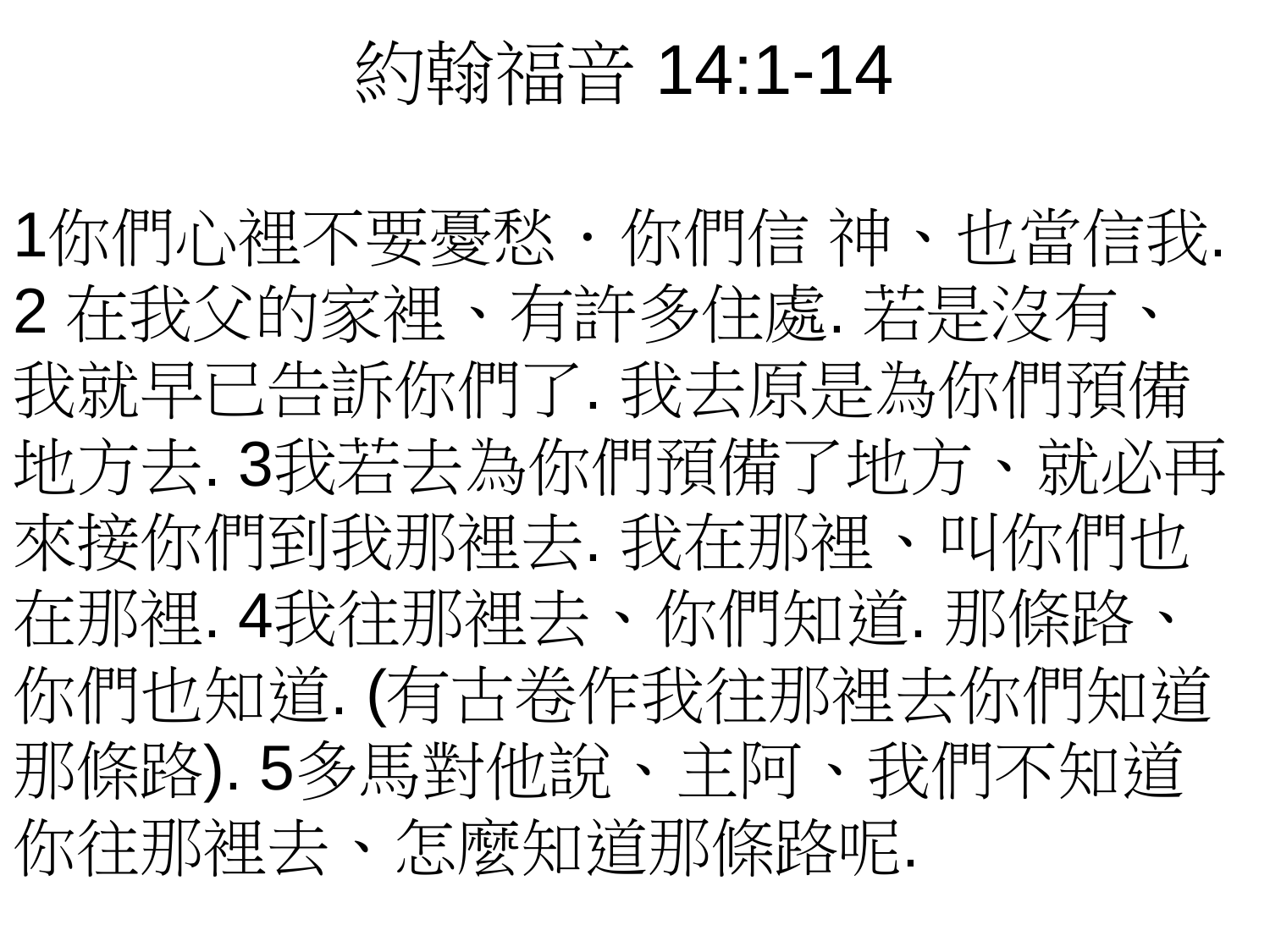# 約翰福音 14:1-14

1你們心裡不要憂愁．你們信 神、也當信我. 2 在我父的家裡、有許多住處. 若是沒有、我就早已告訴你們了. 我去原是為你們預備地方去. 3我若去為你們預備了地方、就必再來接你們到我那裡去. 我在那裡、叫你們也在那裡. 4我往那裡去、你們知道. 那條路、你們也知道. (有古卷作我往那裡去你們知道那條路). 5多馬對他說、主阿、我們不知道你往那裡去、怎麼知道那條路呢.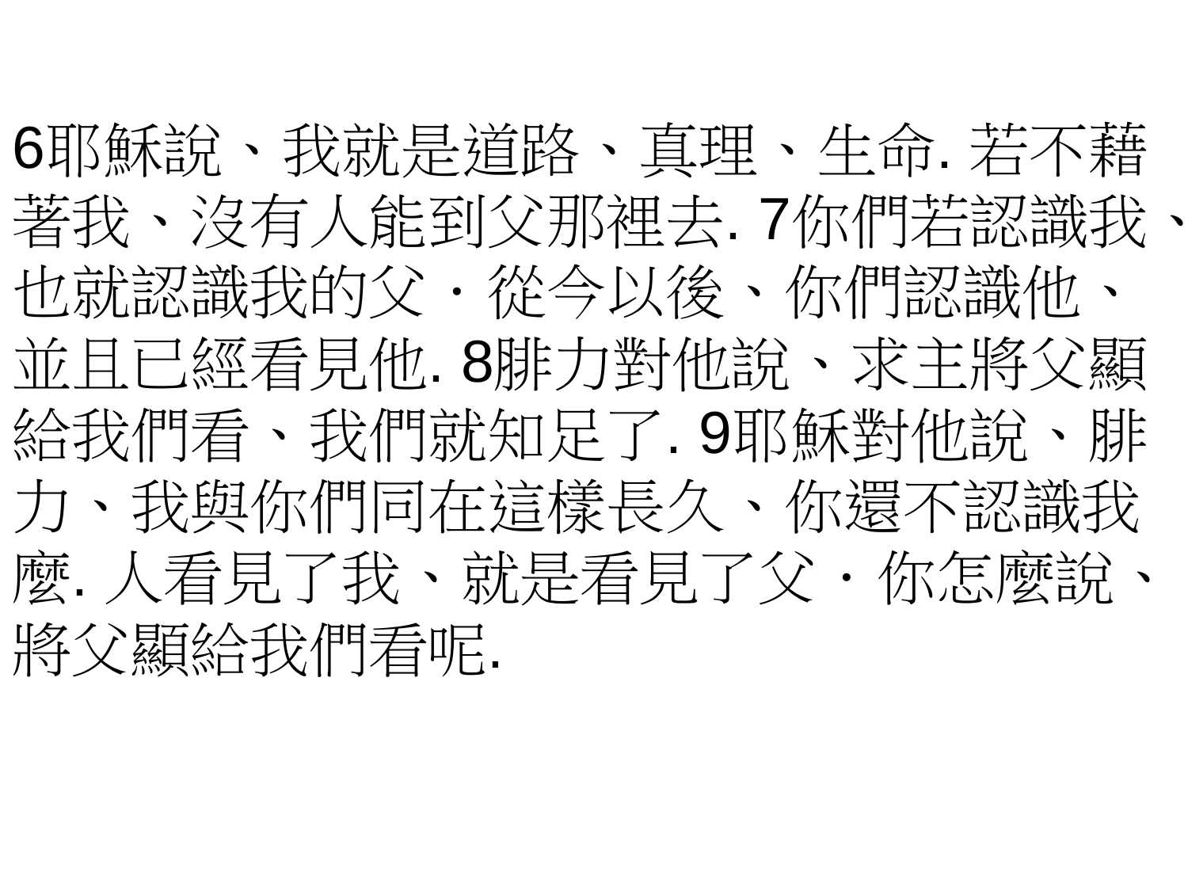6耶穌說、我就是道路、真理、生命. 若不藉著我、沒有人能到父那裡去. 7你們若認識我、也就認識我的父・從今以後、你們認識他、並且已經看見他. 8腓力對他說、求主將父顯給我們看、我們就知足了. 9耶穌對他說、腓力、我與你們同在這樣長久、你還不認識我麼. 人看見了我、就是看見了父・你怎麼說、將父顯給我們看呢.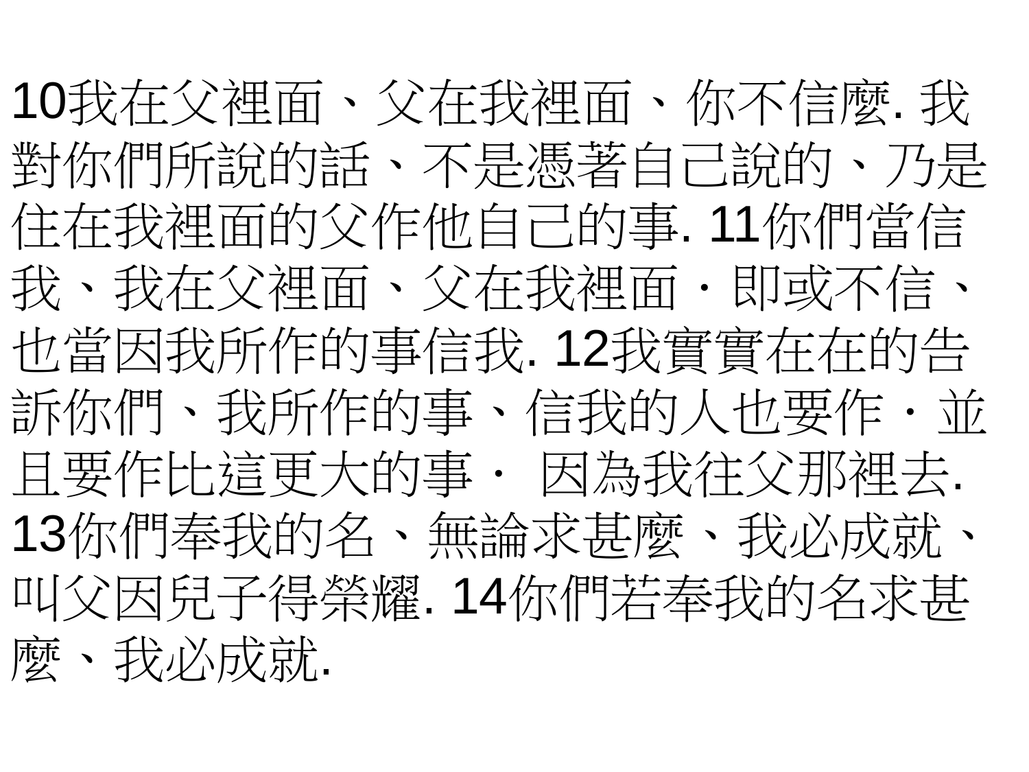10我在父裡面、父在我裡面、你不信麼. 我對你們所說的話、不是憑著自己說的、乃是住在我裡面的父作他自己的事. 11你們當信我、我在父裡面、父在我裡面・即或不信、也當因我所作的事信我. 12我實實在在的告訴你們、我所作的事、信我的人也要作・並且要作比這更大的事・ 因為我往父那裡去. 13你們奉我的名、無論求甚麼、我必成就、叫父因兒子得榮耀. 14你們若奉我的名求甚麼、我必成就.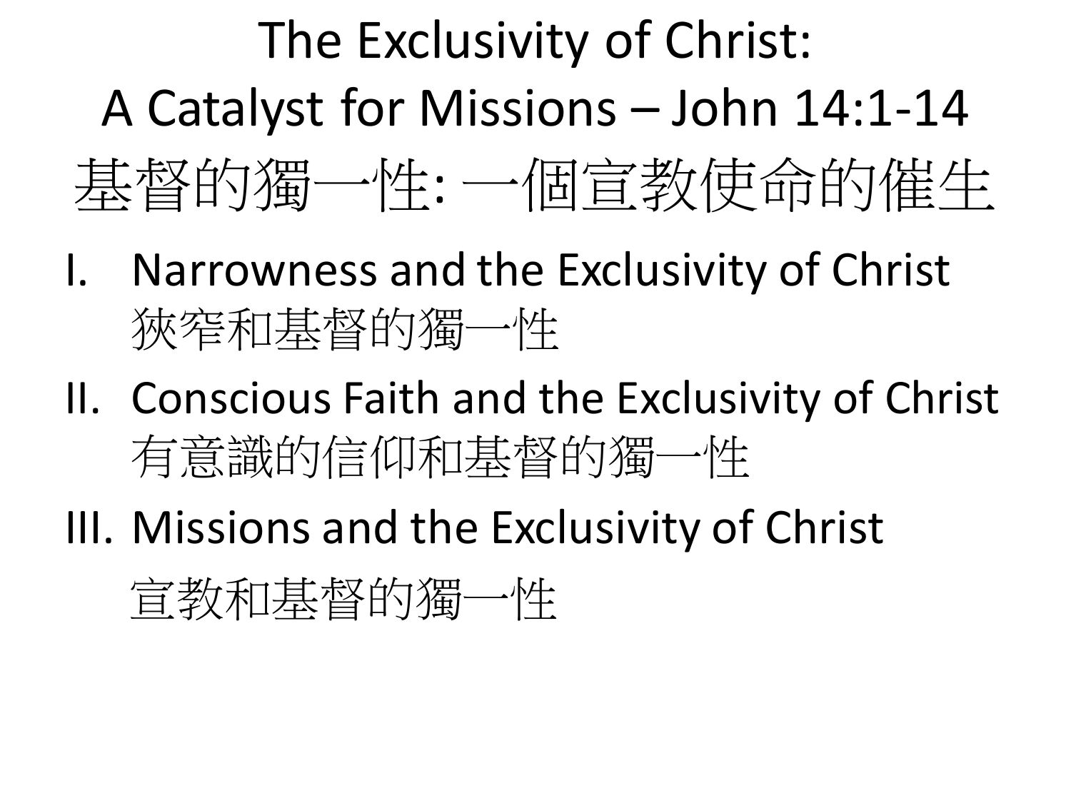# The Exclusivity of Christ: A Catalyst for Missions – John 14:1-14

# 基督的獨一性: 一個宣教使命的催生

I. Narrowness and the Exclusivity of Christ
   狹窄和基督的獨一性

II. Conscious Faith and the Exclusivity of Christ
    有意識的信仰和基督的獨一性

III. Missions and the Exclusivity of Christ
     宣教和基督的獨一性